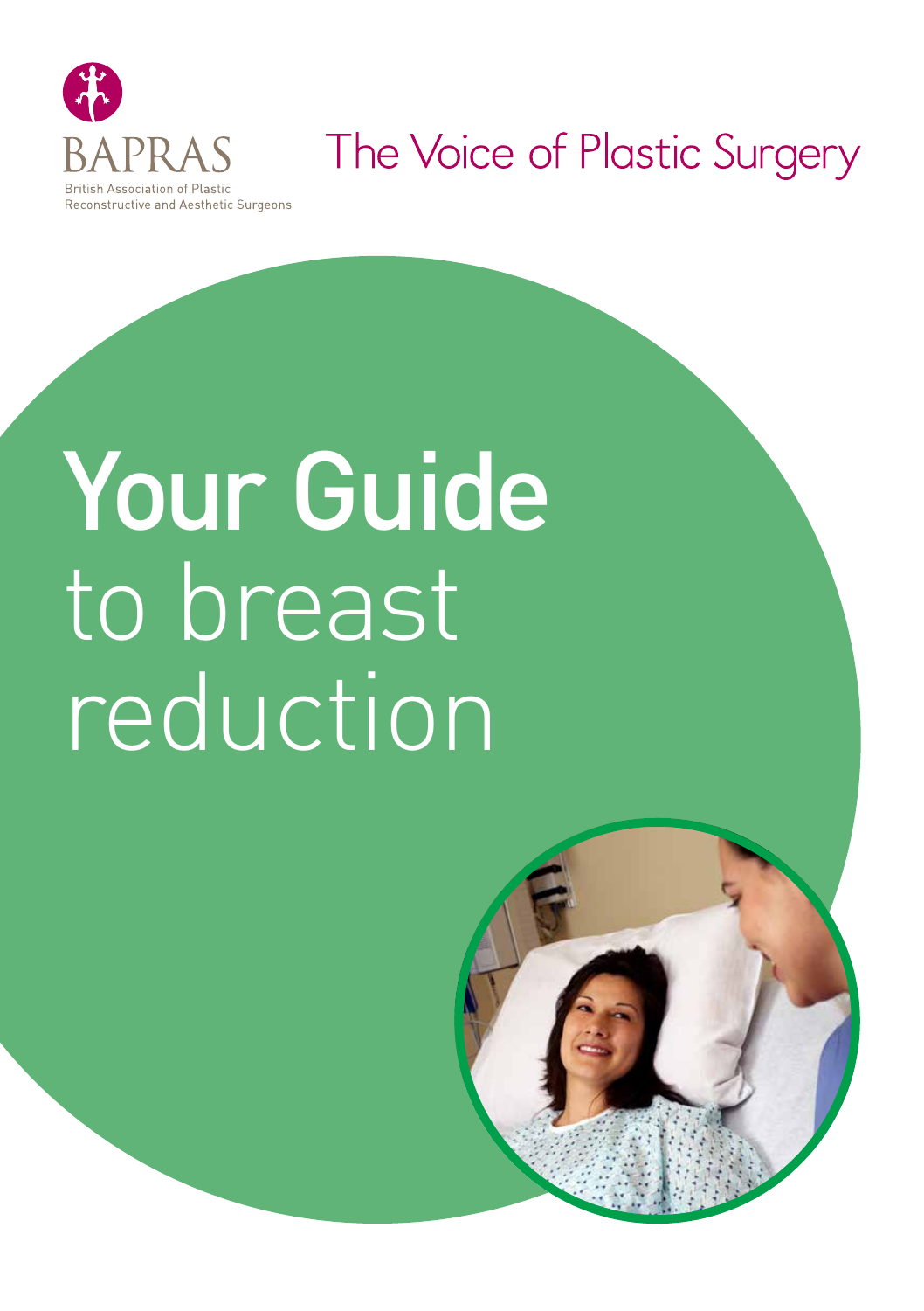BAPRAS

British Association of Plastic Reconstructive and Aesthetic Surgeons

The Voice of Plastic Surgery

# Your Guide to breast reduction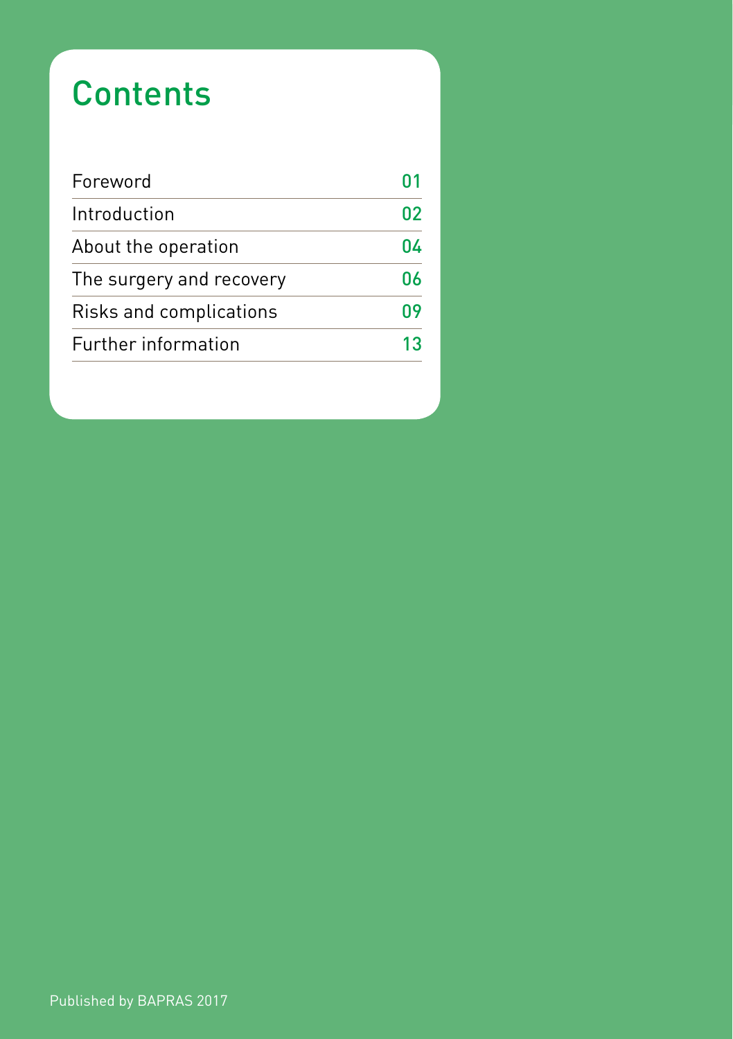# Contents

| | |
|---|---|
| Foreword | 01 |
| Introduction | 02 |
| About the operation | 04 |
| The surgery and recovery | 06 |
| Risks and complications | 09 |
| Further information | 13 |

Published by BAPRAS 2017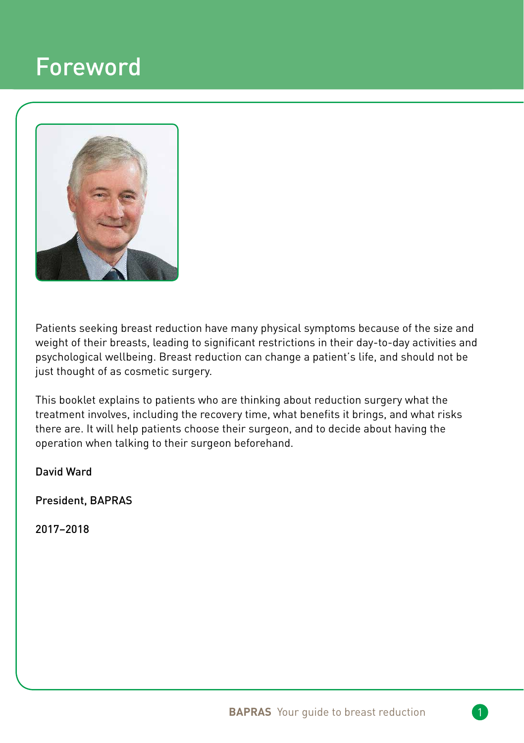# Foreword

Patients seeking breast reduction have many physical symptoms because of the size and weight of their breasts, leading to significant restrictions in their day-to-day activities and psychological wellbeing. Breast reduction can change a patient's life, and should not be just thought of as cosmetic surgery.

This booklet explains to patients who are thinking about reduction surgery what the treatment involves, including the recovery time, what benefits it brings, and what risks there are. It will help patients choose their surgeon, and to decide about having the operation when talking to their surgeon beforehand.

David Ward

President, BAPRAS

2017–2018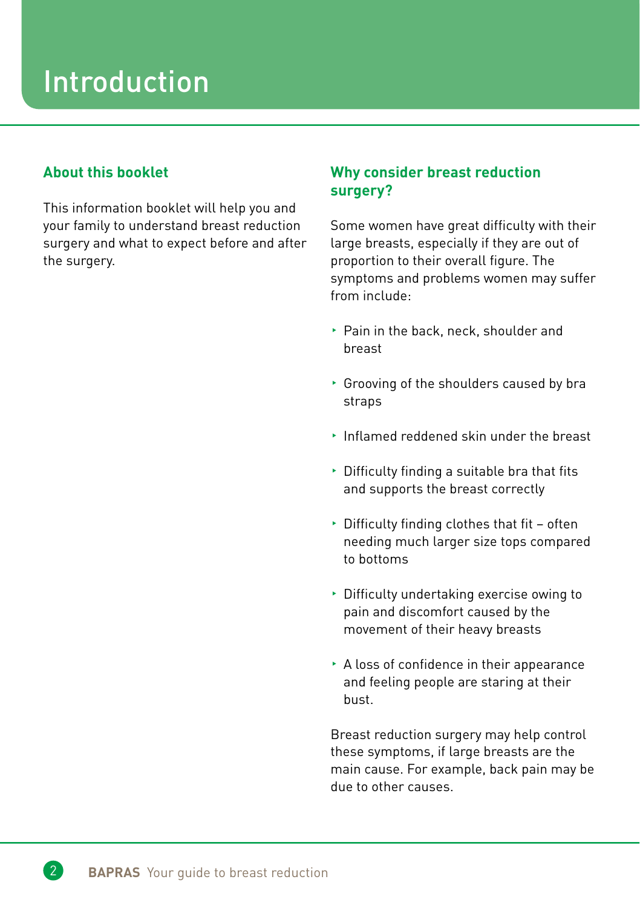# Introduction

## About this booklet

This information booklet will help you and your family to understand breast reduction surgery and what to expect before and after the surgery.

## Why consider breast reduction surgery?

Some women have great difficulty with their large breasts, especially if they are out of proportion to their overall figure. The symptoms and problems women may suffer from include:

- Pain in the back, neck, shoulder and breast
- Grooving of the shoulders caused by bra straps
- Inflamed reddened skin under the breast
- Difficulty finding a suitable bra that fits and supports the breast correctly
- Difficulty finding clothes that fit – often needing much larger size tops compared to bottoms
- Difficulty undertaking exercise owing to pain and discomfort caused by the movement of their heavy breasts
- A loss of confidence in their appearance and feeling people are staring at their bust.

Breast reduction surgery may help control these symptoms, if large breasts are the main cause. For example, back pain may be due to other causes.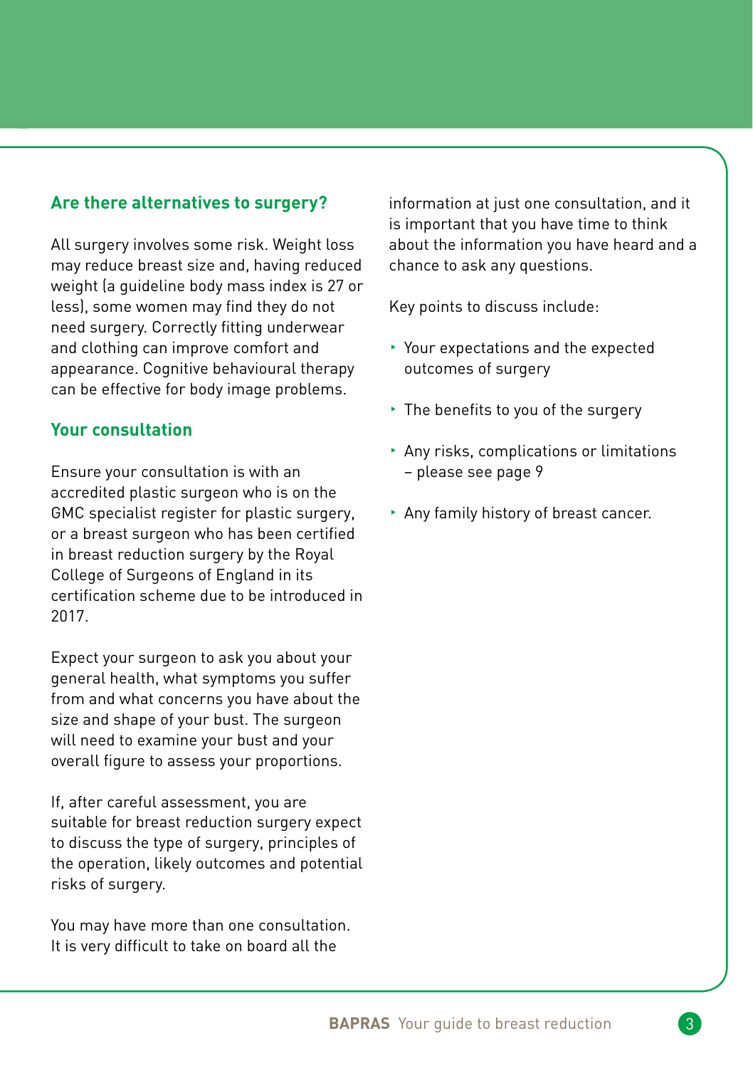## Are there alternatives to surgery?

All surgery involves some risk. Weight loss may reduce breast size and, having reduced weight (a guideline body mass index is 27 or less), some women may find they do not need surgery. Correctly fitting underwear and clothing can improve comfort and appearance. Cognitive behavioural therapy can be effective for body image problems.

## Your consultation

Ensure your consultation is with an accredited plastic surgeon who is on the GMC specialist register for plastic surgery, or a breast surgeon who has been certified in breast reduction surgery by the Royal College of Surgeons of England in its certification scheme due to be introduced in 2017.

Expect your surgeon to ask you about your general health, what symptoms you suffer from and what concerns you have about the size and shape of your bust. The surgeon will need to examine your bust and your overall figure to assess your proportions.

If, after careful assessment, you are suitable for breast reduction surgery expect to discuss the type of surgery, principles of the operation, likely outcomes and potential risks of surgery.

You may have more than one consultation. It is very difficult to take on board all the information at just one consultation, and it is important that you have time to think about the information you have heard and a chance to ask any questions.

Key points to discuss include:

- Your expectations and the expected outcomes of surgery
- The benefits to you of the surgery
- Any risks, complications or limitations – please see page 9
- Any family history of breast cancer.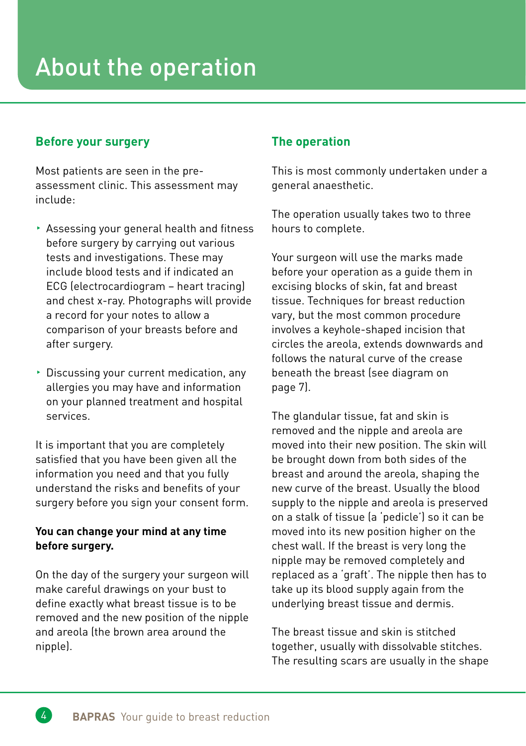# About the operation

## Before your surgery

Most patients are seen in the pre-assessment clinic. This assessment may include:

- Assessing your general health and fitness before surgery by carrying out various tests and investigations. These may include blood tests and if indicated an ECG (electrocardiogram – heart tracing) and chest x-ray. Photographs will provide a record for your notes to allow a comparison of your breasts before and after surgery.
- Discussing your current medication, any allergies you may have and information on your planned treatment and hospital services.

It is important that you are completely satisfied that you have been given all the information you need and that you fully understand the risks and benefits of your surgery before you sign your consent form.

**You can change your mind at any time before surgery.**

On the day of the surgery your surgeon will make careful drawings on your bust to define exactly what breast tissue is to be removed and the new position of the nipple and areola (the brown area around the nipple).

## The operation

This is most commonly undertaken under a general anaesthetic.

The operation usually takes two to three hours to complete.

Your surgeon will use the marks made before your operation as a guide them in excising blocks of skin, fat and breast tissue. Techniques for breast reduction vary, but the most common procedure involves a keyhole-shaped incision that circles the areola, extends downwards and follows the natural curve of the crease beneath the breast (see diagram on page 7).

The glandular tissue, fat and skin is removed and the nipple and areola are moved into their new position. The skin will be brought down from both sides of the breast and around the areola, shaping the new curve of the breast. Usually the blood supply to the nipple and areola is preserved on a stalk of tissue (a 'pedicle') so it can be moved into its new position higher on the chest wall. If the breast is very long the nipple may be removed completely and replaced as a 'graft'. The nipple then has to take up its blood supply again from the underlying breast tissue and dermis.

The breast tissue and skin is stitched together, usually with dissolvable stitches. The resulting scars are usually in the shape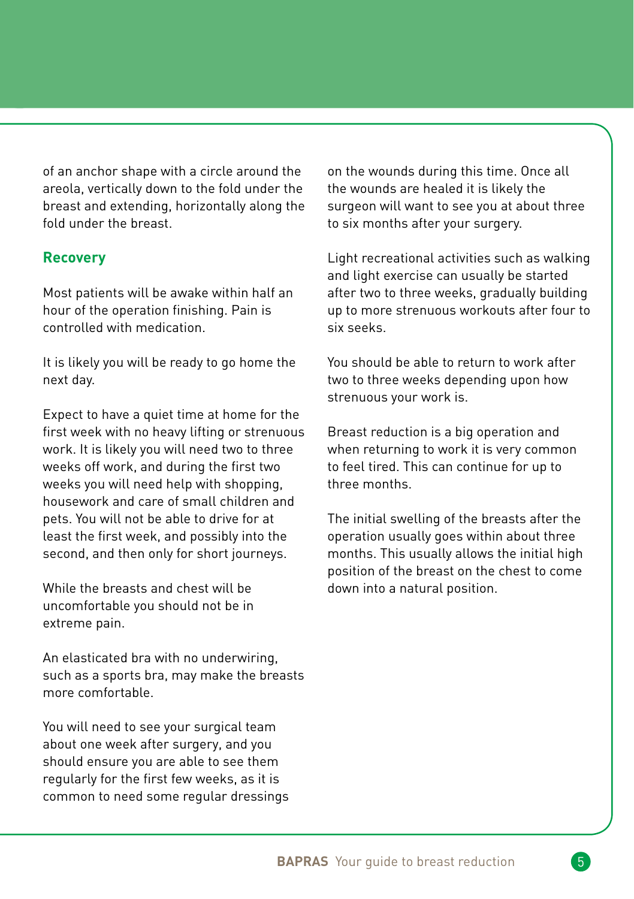of an anchor shape with a circle around the areola, vertically down to the fold under the breast and extending, horizontally along the fold under the breast.

## Recovery

Most patients will be awake within half an hour of the operation finishing. Pain is controlled with medication.

It is likely you will be ready to go home the next day.

Expect to have a quiet time at home for the first week with no heavy lifting or strenuous work. It is likely you will need two to three weeks off work, and during the first two weeks you will need help with shopping, housework and care of small children and pets. You will not be able to drive for at least the first week, and possibly into the second, and then only for short journeys.

While the breasts and chest will be uncomfortable you should not be in extreme pain.

An elasticated bra with no underwiring, such as a sports bra, may make the breasts more comfortable.

You will need to see your surgical team about one week after surgery, and you should ensure you are able to see them regularly for the first few weeks, as it is common to need some regular dressings on the wounds during this time. Once all the wounds are healed it is likely the surgeon will want to see you at about three to six months after your surgery.

Light recreational activities such as walking and light exercise can usually be started after two to three weeks, gradually building up to more strenuous workouts after four to six seeks.

You should be able to return to work after two to three weeks depending upon how strenuous your work is.

Breast reduction is a big operation and when returning to work it is very common to feel tired. This can continue for up to three months.

The initial swelling of the breasts after the operation usually goes within about three months. This usually allows the initial high position of the breast on the chest to come down into a natural position.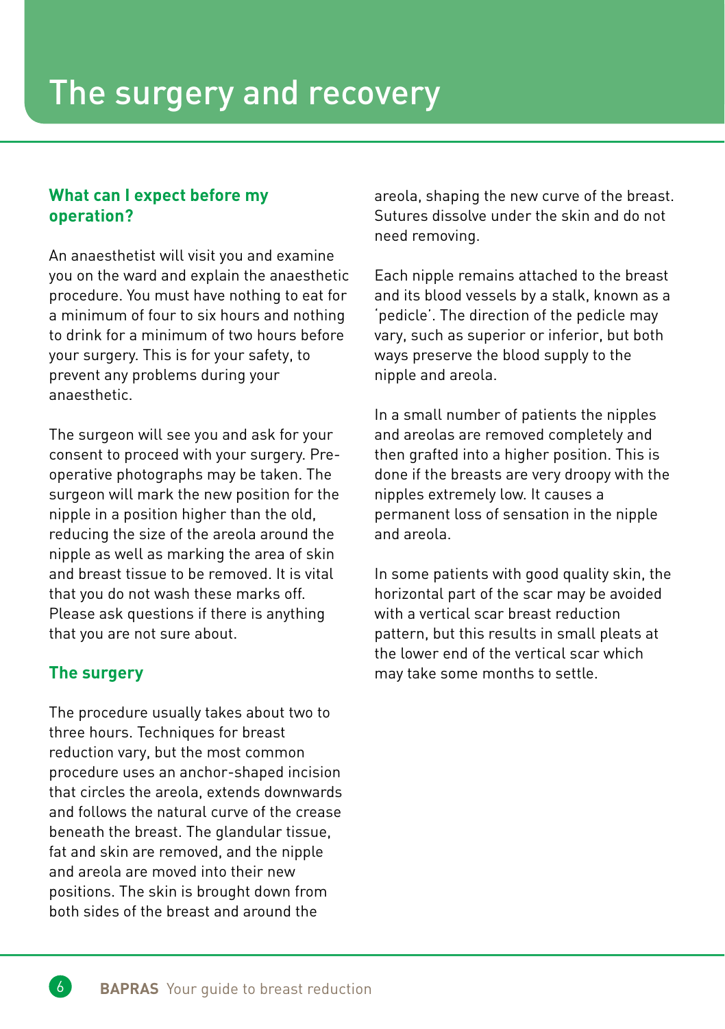# The surgery and recovery

## What can I expect before my operation?

An anaesthetist will visit you and examine you on the ward and explain the anaesthetic procedure. You must have nothing to eat for a minimum of four to six hours and nothing to drink for a minimum of two hours before your surgery. This is for your safety, to prevent any problems during your anaesthetic.

The surgeon will see you and ask for your consent to proceed with your surgery. Pre-operative photographs may be taken. The surgeon will mark the new position for the nipple in a position higher than the old, reducing the size of the areola around the nipple as well as marking the area of skin and breast tissue to be removed. It is vital that you do not wash these marks off. Please ask questions if there is anything that you are not sure about.

## The surgery

The procedure usually takes about two to three hours. Techniques for breast reduction vary, but the most common procedure uses an anchor-shaped incision that circles the areola, extends downwards and follows the natural curve of the crease beneath the breast. The glandular tissue, fat and skin are removed, and the nipple and areola are moved into their new positions. The skin is brought down from both sides of the breast and around the areola, shaping the new curve of the breast. Sutures dissolve under the skin and do not need removing.

Each nipple remains attached to the breast and its blood vessels by a stalk, known as a 'pedicle'. The direction of the pedicle may vary, such as superior or inferior, but both ways preserve the blood supply to the nipple and areola.

In a small number of patients the nipples and areolas are removed completely and then grafted into a higher position. This is done if the breasts are very droopy with the nipples extremely low. It causes a permanent loss of sensation in the nipple and areola.

In some patients with good quality skin, the horizontal part of the scar may be avoided with a vertical scar breast reduction pattern, but this results in small pleats at the lower end of the vertical scar which may take some months to settle.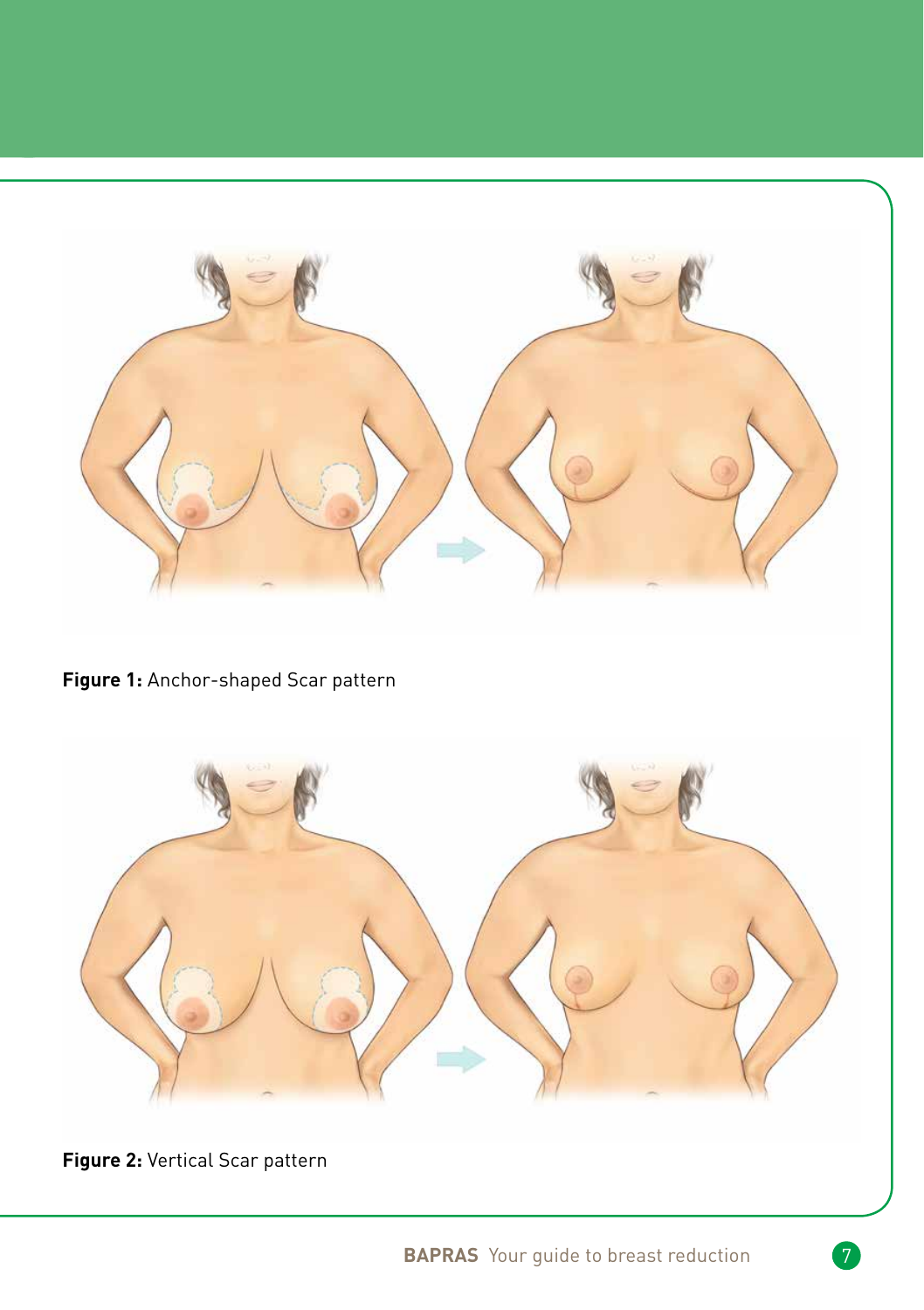**Figure 1:** Anchor-shaped Scar pattern

**Figure 2:** Vertical Scar pattern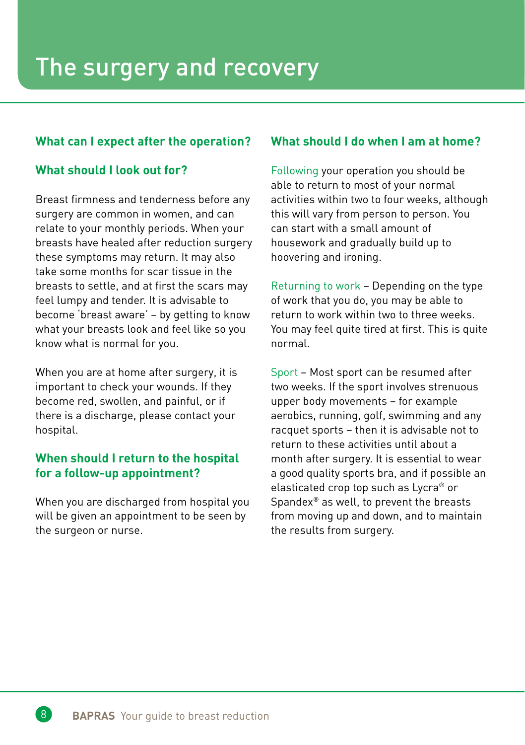# The surgery and recovery

## What can I expect after the operation?

## What should I look out for?

Breast firmness and tenderness before any surgery are common in women, and can relate to your monthly periods. When your breasts have healed after reduction surgery these symptoms may return. It may also take some months for scar tissue in the breasts to settle, and at first the scars may feel lumpy and tender. It is advisable to become 'breast aware' – by getting to know what your breasts look and feel like so you know what is normal for you.

When you are at home after surgery, it is important to check your wounds. If they become red, swollen, and painful, or if there is a discharge, please contact your hospital.

## When should I return to the hospital for a follow-up appointment?

When you are discharged from hospital you will be given an appointment to be seen by the surgeon or nurse.

## What should I do when I am at home?

Following your operation you should be able to return to most of your normal activities within two to four weeks, although this will vary from person to person. You can start with a small amount of housework and gradually build up to hoovering and ironing.

Returning to work – Depending on the type of work that you do, you may be able to return to work within two to three weeks. You may feel quite tired at first. This is quite normal.

Sport – Most sport can be resumed after two weeks. If the sport involves strenuous upper body movements – for example aerobics, running, golf, swimming and any racquet sports – then it is advisable not to return to these activities until about a month after surgery. It is essential to wear a good quality sports bra, and if possible an elasticated crop top such as Lycra® or Spandex® as well, to prevent the breasts from moving up and down, and to maintain the results from surgery.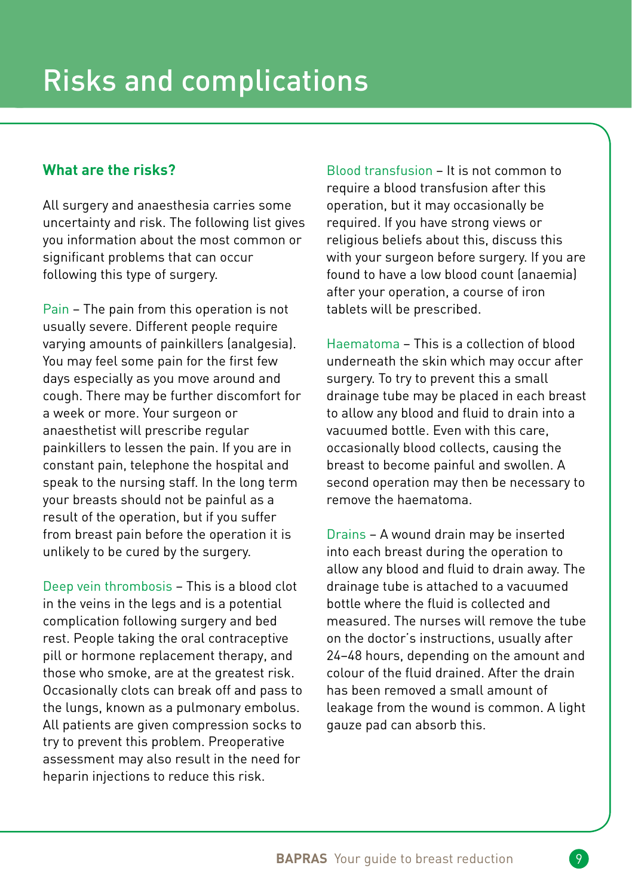# Risks and complications

## What are the risks?

All surgery and anaesthesia carries some uncertainty and risk. The following list gives you information about the most common or significant problems that can occur following this type of surgery.

Pain – The pain from this operation is not usually severe. Different people require varying amounts of painkillers (analgesia). You may feel some pain for the first few days especially as you move around and cough. There may be further discomfort for a week or more. Your surgeon or anaesthetist will prescribe regular painkillers to lessen the pain. If you are in constant pain, telephone the hospital and speak to the nursing staff. In the long term your breasts should not be painful as a result of the operation, but if you suffer from breast pain before the operation it is unlikely to be cured by the surgery.

Deep vein thrombosis – This is a blood clot in the veins in the legs and is a potential complication following surgery and bed rest. People taking the oral contraceptive pill or hormone replacement therapy, and those who smoke, are at the greatest risk. Occasionally clots can break off and pass to the lungs, known as a pulmonary embolus. All patients are given compression socks to try to prevent this problem. Preoperative assessment may also result in the need for heparin injections to reduce this risk.

Blood transfusion – It is not common to require a blood transfusion after this operation, but it may occasionally be required. If you have strong views or religious beliefs about this, discuss this with your surgeon before surgery. If you are found to have a low blood count (anaemia) after your operation, a course of iron tablets will be prescribed.

Haematoma – This is a collection of blood underneath the skin which may occur after surgery. To try to prevent this a small drainage tube may be placed in each breast to allow any blood and fluid to drain into a vacuumed bottle. Even with this care, occasionally blood collects, causing the breast to become painful and swollen. A second operation may then be necessary to remove the haematoma.

Drains – A wound drain may be inserted into each breast during the operation to allow any blood and fluid to drain away. The drainage tube is attached to a vacuumed bottle where the fluid is collected and measured. The nurses will remove the tube on the doctor's instructions, usually after 24–48 hours, depending on the amount and colour of the fluid drained. After the drain has been removed a small amount of leakage from the wound is common. A light gauze pad can absorb this.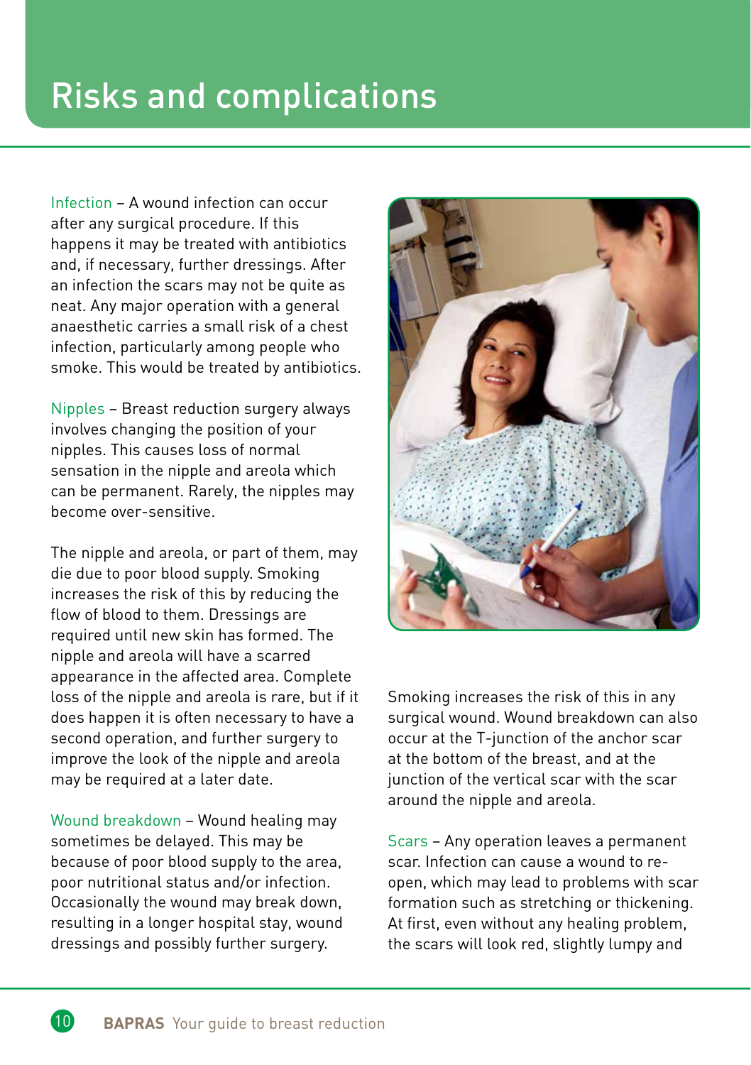# Risks and complications

**Infection** – A wound infection can occur after any surgical procedure. If this happens it may be treated with antibiotics and, if necessary, further dressings. After an infection the scars may not be quite as neat. Any major operation with a general anaesthetic carries a small risk of a chest infection, particularly among people who smoke. This would be treated by antibiotics.

**Nipples** – Breast reduction surgery always involves changing the position of your nipples. This causes loss of normal sensation in the nipple and areola which can be permanent. Rarely, the nipples may become over-sensitive.

The nipple and areola, or part of them, may die due to poor blood supply. Smoking increases the risk of this by reducing the flow of blood to them. Dressings are required until new skin has formed. The nipple and areola will have a scarred appearance in the affected area. Complete loss of the nipple and areola is rare, but if it does happen it is often necessary to have a second operation, and further surgery to improve the look of the nipple and areola may be required at a later date.

**Wound breakdown** – Wound healing may sometimes be delayed. This may be because of poor blood supply to the area, poor nutritional status and/or infection. Occasionally the wound may break down, resulting in a longer hospital stay, wound dressings and possibly further surgery. Smoking increases the risk of this in any surgical wound. Wound breakdown can also occur at the T-junction of the anchor scar at the bottom of the breast, and at the junction of the vertical scar with the scar around the nipple and areola.

**Scars** – Any operation leaves a permanent scar. Infection can cause a wound to re-open, which may lead to problems with scar formation such as stretching or thickening. At first, even without any healing problem, the scars will look red, slightly lumpy and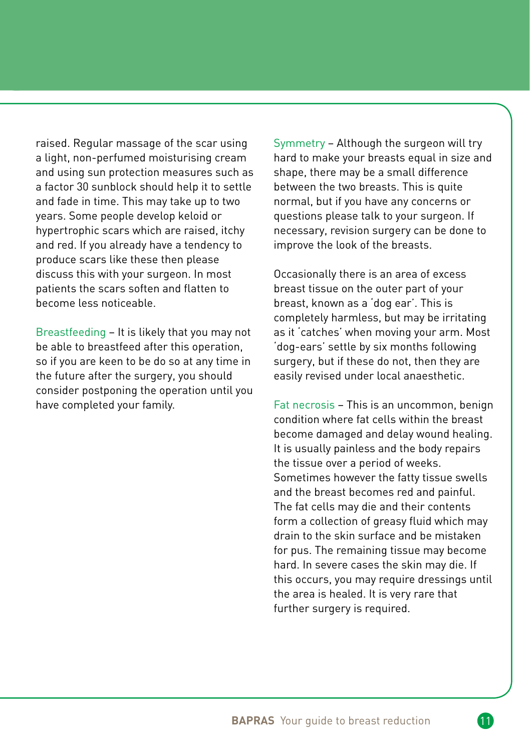raised. Regular massage of the scar using a light, non-perfumed moisturising cream and using sun protection measures such as a factor 30 sunblock should help it to settle and fade in time. This may take up to two years. Some people develop keloid or hypertrophic scars which are raised, itchy and red. If you already have a tendency to produce scars like these then please discuss this with your surgeon. In most patients the scars soften and flatten to become less noticeable.

**Breastfeeding** – It is likely that you may not be able to breastfeed after this operation, so if you are keen to be do so at any time in the future after the surgery, you should consider postponing the operation until you have completed your family.

**Symmetry** – Although the surgeon will try hard to make your breasts equal in size and shape, there may be a small difference between the two breasts. This is quite normal, but if you have any concerns or questions please talk to your surgeon. If necessary, revision surgery can be done to improve the look of the breasts.

Occasionally there is an area of excess breast tissue on the outer part of your breast, known as a 'dog ear'. This is completely harmless, but may be irritating as it 'catches' when moving your arm. Most 'dog-ears' settle by six months following surgery, but if these do not, then they are easily revised under local anaesthetic.

**Fat necrosis** – This is an uncommon, benign condition where fat cells within the breast become damaged and delay wound healing. It is usually painless and the body repairs the tissue over a period of weeks. Sometimes however the fatty tissue swells and the breast becomes red and painful. The fat cells may die and their contents form a collection of greasy fluid which may drain to the skin surface and be mistaken for pus. The remaining tissue may become hard. In severe cases the skin may die. If this occurs, you may require dressings until the area is healed. It is very rare that further surgery is required.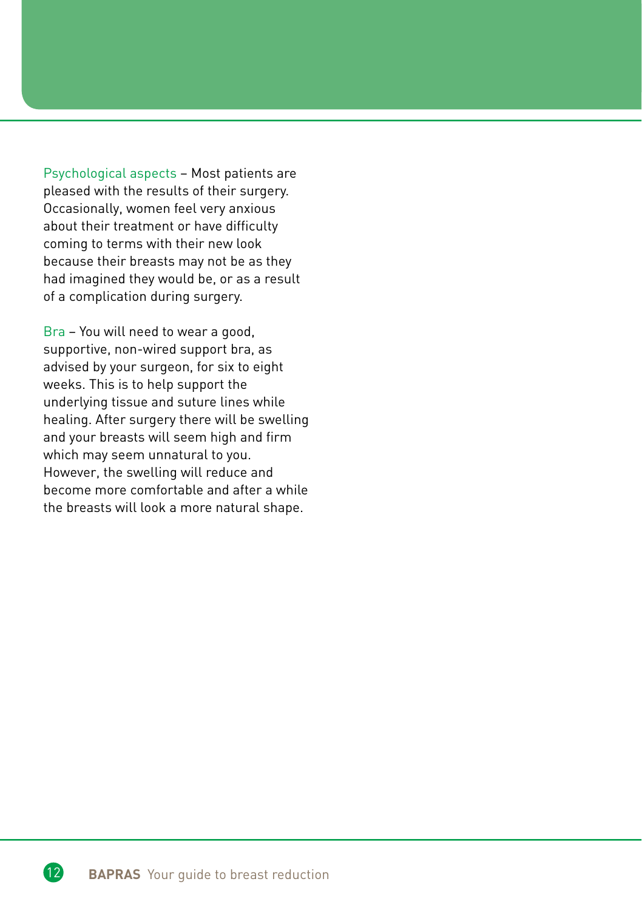**Psychological aspects** – Most patients are pleased with the results of their surgery. Occasionally, women feel very anxious about their treatment or have difficulty coming to terms with their new look because their breasts may not be as they had imagined they would be, or as a result of a complication during surgery.

**Bra** – You will need to wear a good, supportive, non-wired support bra, as advised by your surgeon, for six to eight weeks. This is to help support the underlying tissue and suture lines while healing. After surgery there will be swelling and your breasts will seem high and firm which may seem unnatural to you. However, the swelling will reduce and become more comfortable and after a while the breasts will look a more natural shape.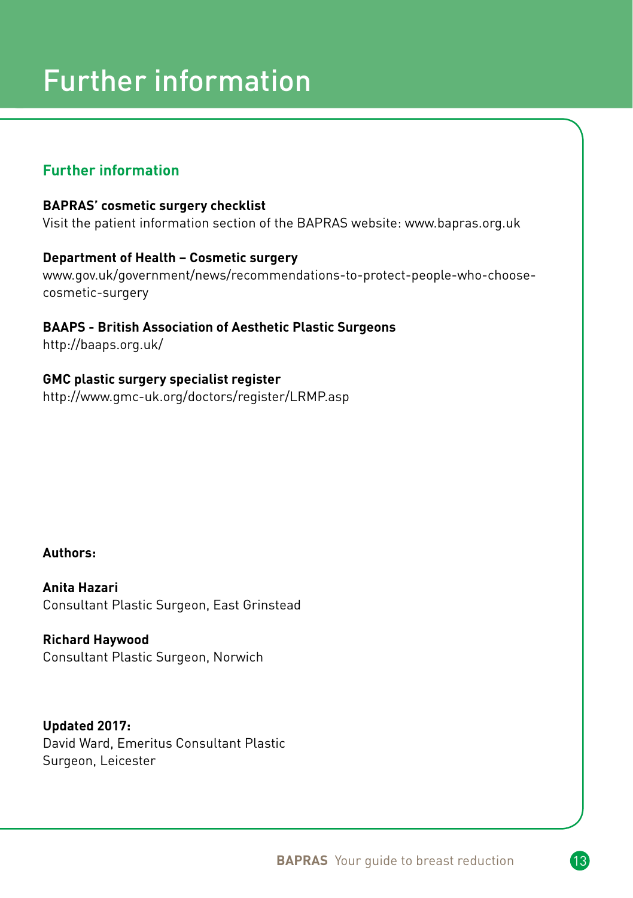# Further information

## Further information

**BAPRAS' cosmetic surgery checklist**
Visit the patient information section of the BAPRAS website: www.bapras.org.uk

**Department of Health – Cosmetic surgery**
www.gov.uk/government/news/recommendations-to-protect-people-who-choose-cosmetic-surgery

**BAAPS - British Association of Aesthetic Plastic Surgeons**
http://baaps.org.uk/

**GMC plastic surgery specialist register**
http://www.gmc-uk.org/doctors/register/LRMP.asp

**Authors:**

**Anita Hazari**
Consultant Plastic Surgeon, East Grinstead

**Richard Haywood**
Consultant Plastic Surgeon, Norwich

**Updated 2017:**
David Ward, Emeritus Consultant Plastic Surgeon, Leicester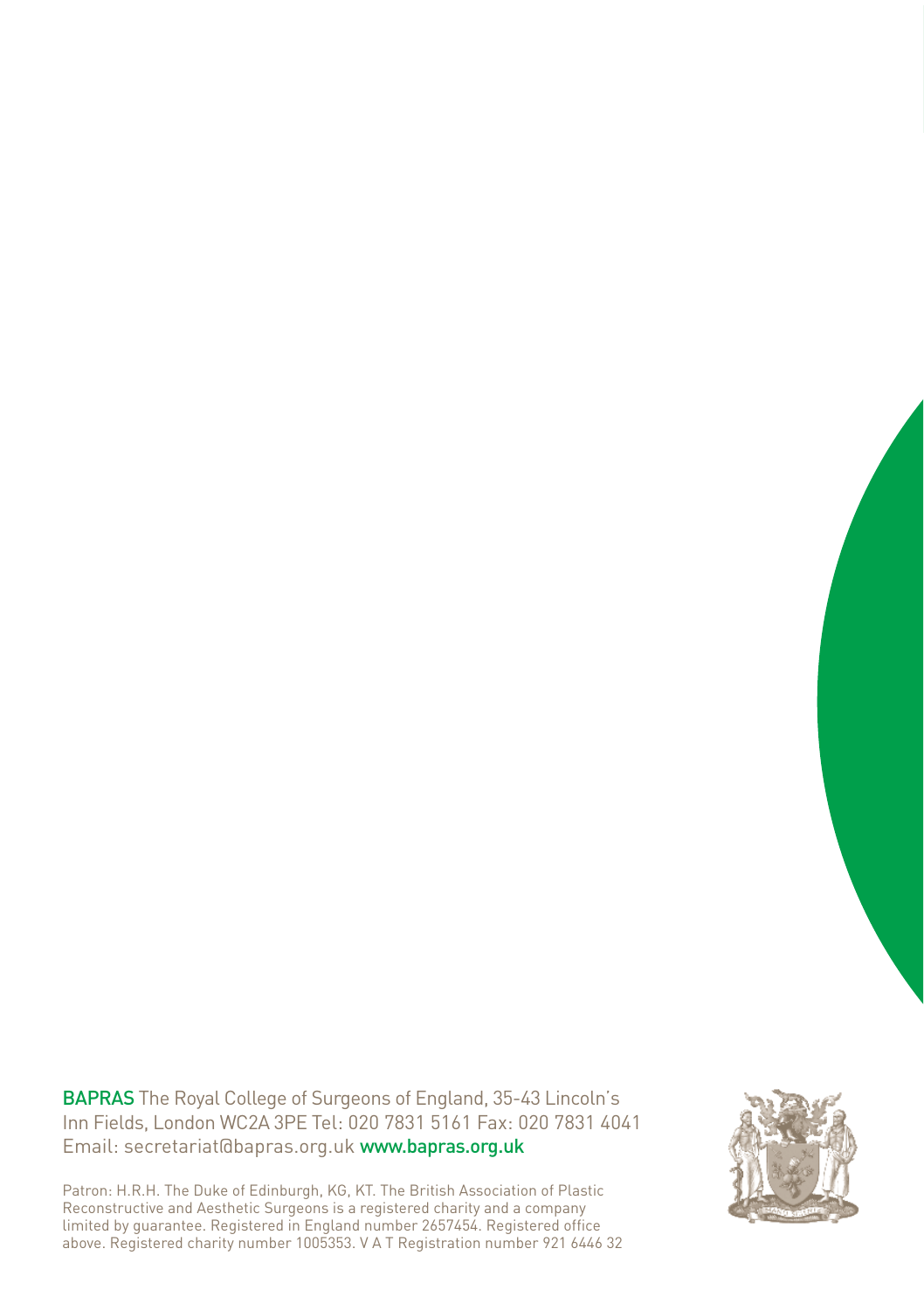**BAPRAS** The Royal College of Surgeons of England, 35-43 Lincoln's Inn Fields, London WC2A 3PE Tel: 020 7831 5161 Fax: 020 7831 4041 Email: secretariat@bapras.org.uk **www.bapras.org.uk**

Patron: H.R.H. The Duke of Edinburgh, KG, KT. The British Association of Plastic Reconstructive and Aesthetic Surgeons is a registered charity and a company limited by guarantee. Registered in England number 2657454. Registered office above. Registered charity number 1005353. V A T Registration number 921 6446 32